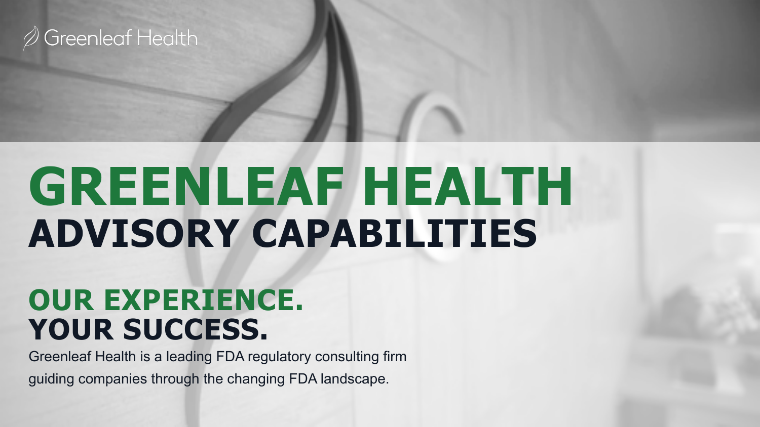Greenleaf Health

# GREENLEAF HEALTH
## ADVISORY CAPABILITIES

## OUR EXPERIENCE.
## YOUR SUCCESS.

Greenleaf Health is a leading FDA regulatory consulting firm guiding companies through the changing FDA landscape.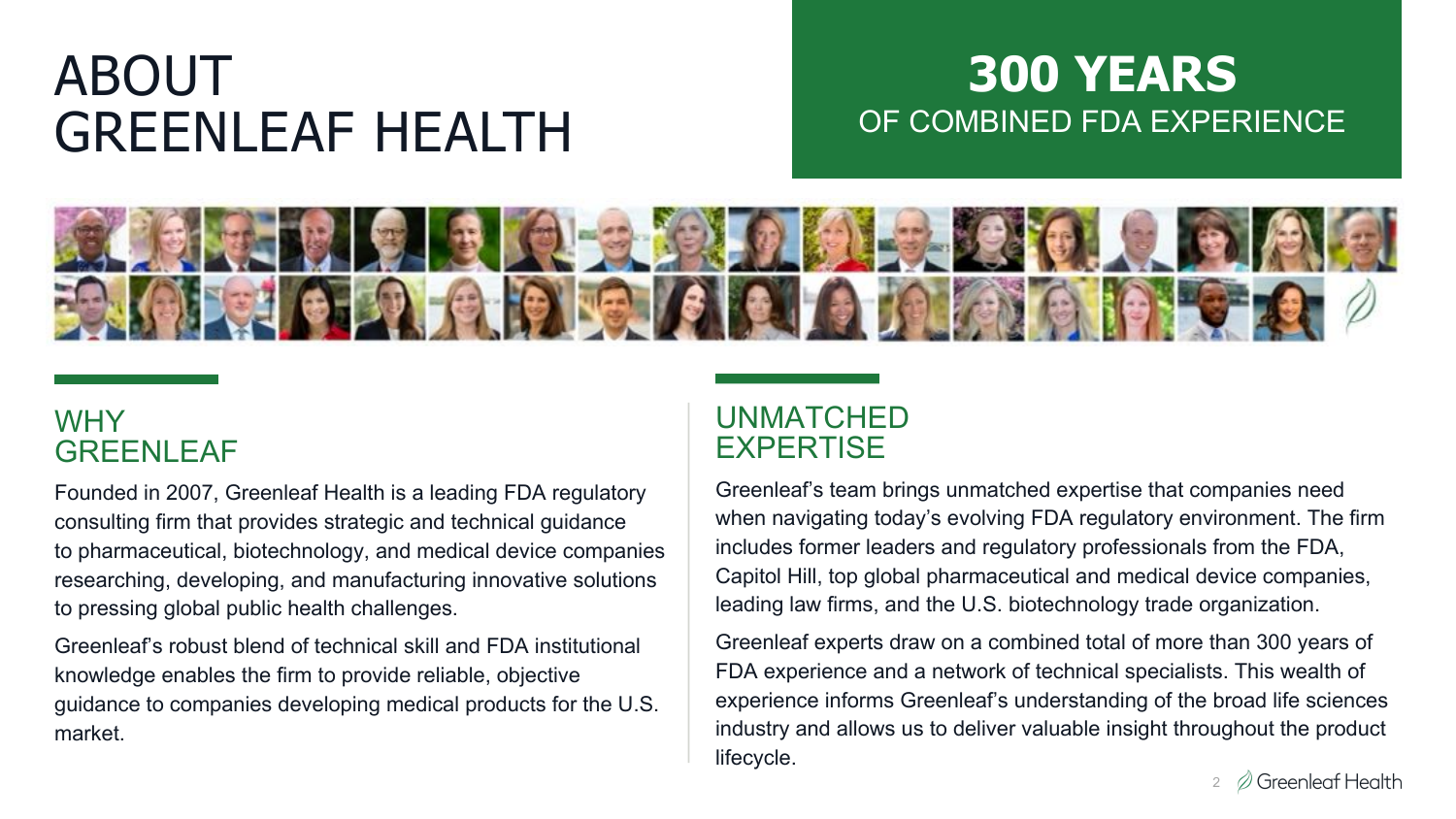# ABOUT GREENLEAF HEALTH

**300 YEARS**
OF COMBINED FDA EXPERIENCE

## WHY GREENLEAF

Founded in 2007, Greenleaf Health is a leading FDA regulatory consulting firm that provides strategic and technical guidance to pharmaceutical, biotechnology, and medical device companies researching, developing, and manufacturing innovative solutions to pressing global public health challenges.

Greenleaf's robust blend of technical skill and FDA institutional knowledge enables the firm to provide reliable, objective guidance to companies developing medical products for the U.S. market.

## UNMATCHED EXPERTISE

Greenleaf's team brings unmatched expertise that companies need when navigating today's evolving FDA regulatory environment. The firm includes former leaders and regulatory professionals from the FDA, Capitol Hill, top global pharmaceutical and medical device companies, leading law firms, and the U.S. biotechnology trade organization.

Greenleaf experts draw on a combined total of more than 300 years of FDA experience and a network of technical specialists. This wealth of experience informs Greenleaf's understanding of the broad life sciences industry and allows us to deliver valuable insight throughout the product lifecycle.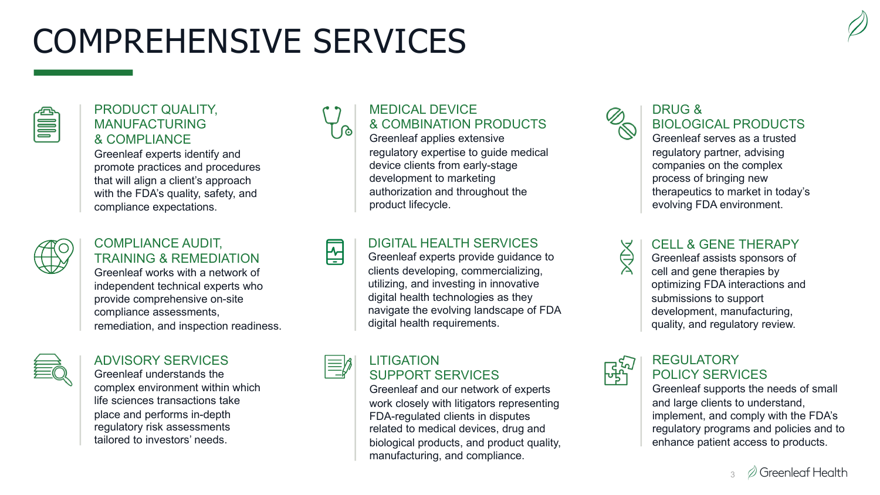# COMPREHENSIVE SERVICES

### PRODUCT QUALITY, MANUFACTURING & COMPLIANCE

Greenleaf experts identify and promote practices and procedures that will align a client's approach with the FDA's quality, safety, and compliance expectations.

### MEDICAL DEVICE & COMBINATION PRODUCTS

Greenleaf applies extensive regulatory expertise to guide medical device clients from early-stage development to marketing authorization and throughout the product lifecycle.

### DRUG & BIOLOGICAL PRODUCTS

Greenleaf serves as a trusted regulatory partner, advising companies on the complex process of bringing new therapeutics to market in today's evolving FDA environment.

### COMPLIANCE AUDIT, TRAINING & REMEDIATION

Greenleaf works with a network of independent technical experts who provide comprehensive on-site compliance assessments, remediation, and inspection readiness.

### DIGITAL HEALTH SERVICES

Greenleaf experts provide guidance to clients developing, commercializing, utilizing, and investing in innovative digital health technologies as they navigate the evolving landscape of FDA digital health requirements.

### CELL & GENE THERAPY

Greenleaf assists sponsors of cell and gene therapies by optimizing FDA interactions and submissions to support development, manufacturing, quality, and regulatory review.

### ADVISORY SERVICES

Greenleaf understands the complex environment within which life sciences transactions take place and performs in-depth regulatory risk assessments tailored to investors' needs.

### LITIGATION SUPPORT SERVICES

Greenleaf and our network of experts work closely with litigators representing FDA-regulated clients in disputes related to medical devices, drug and biological products, and product quality, manufacturing, and compliance.

### REGULATORY POLICY SERVICES

Greenleaf supports the needs of small and large clients to understand, implement, and comply with the FDA's regulatory programs and policies and to enhance patient access to products.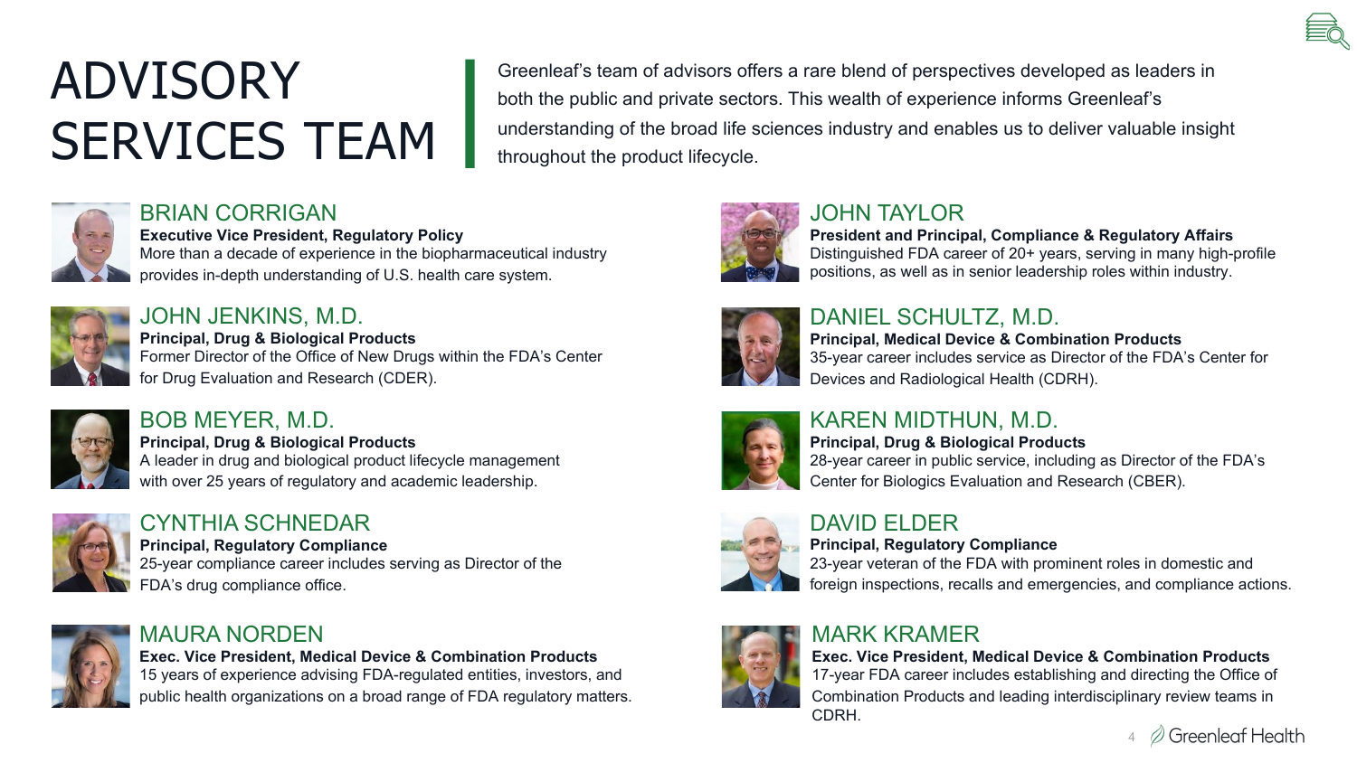# ADVISORY SERVICES TEAM

Greenleaf's team of advisors offers a rare blend of perspectives developed as leaders in both the public and private sectors. This wealth of experience informs Greenleaf's understanding of the broad life sciences industry and enables us to deliver valuable insight throughout the product lifecycle.

## BRIAN CORRIGAN

**Executive Vice President, Regulatory Policy**
More than a decade of experience in the biopharmaceutical industry provides in-depth understanding of U.S. health care system.

## JOHN JENKINS, M.D.

**Principal, Drug & Biological Products**
Former Director of the Office of New Drugs within the FDA's Center for Drug Evaluation and Research (CDER).

## BOB MEYER, M.D.

**Principal, Drug & Biological Products**
A leader in drug and biological product lifecycle management with over 25 years of regulatory and academic leadership.

## CYNTHIA SCHNEDAR

**Principal, Regulatory Compliance**
25-year compliance career includes serving as Director of the FDA's drug compliance office.

## MAURA NORDEN

**Exec. Vice President, Medical Device & Combination Products**
15 years of experience advising FDA-regulated entities, investors, and public health organizations on a broad range of FDA regulatory matters.

## JOHN TAYLOR

**President and Principal, Compliance & Regulatory Affairs**
Distinguished FDA career of 20+ years, serving in many high-profile positions, as well as in senior leadership roles within industry.

## DANIEL SCHULTZ, M.D.

**Principal, Medical Device & Combination Products**
35-year career includes service as Director of the FDA's Center for Devices and Radiological Health (CDRH).

## KAREN MIDTHUN, M.D.

**Principal, Drug & Biological Products**
28-year career in public service, including as Director of the FDA's Center for Biologics Evaluation and Research (CBER).

## DAVID ELDER

**Principal, Regulatory Compliance**
23-year veteran of the FDA with prominent roles in domestic and foreign inspections, recalls and emergencies, and compliance actions.

## MARK KRAMER

**Exec. Vice President, Medical Device & Combination Products**
17-year FDA career includes establishing and directing the Office of Combination Products and leading interdisciplinary review teams in CDRH.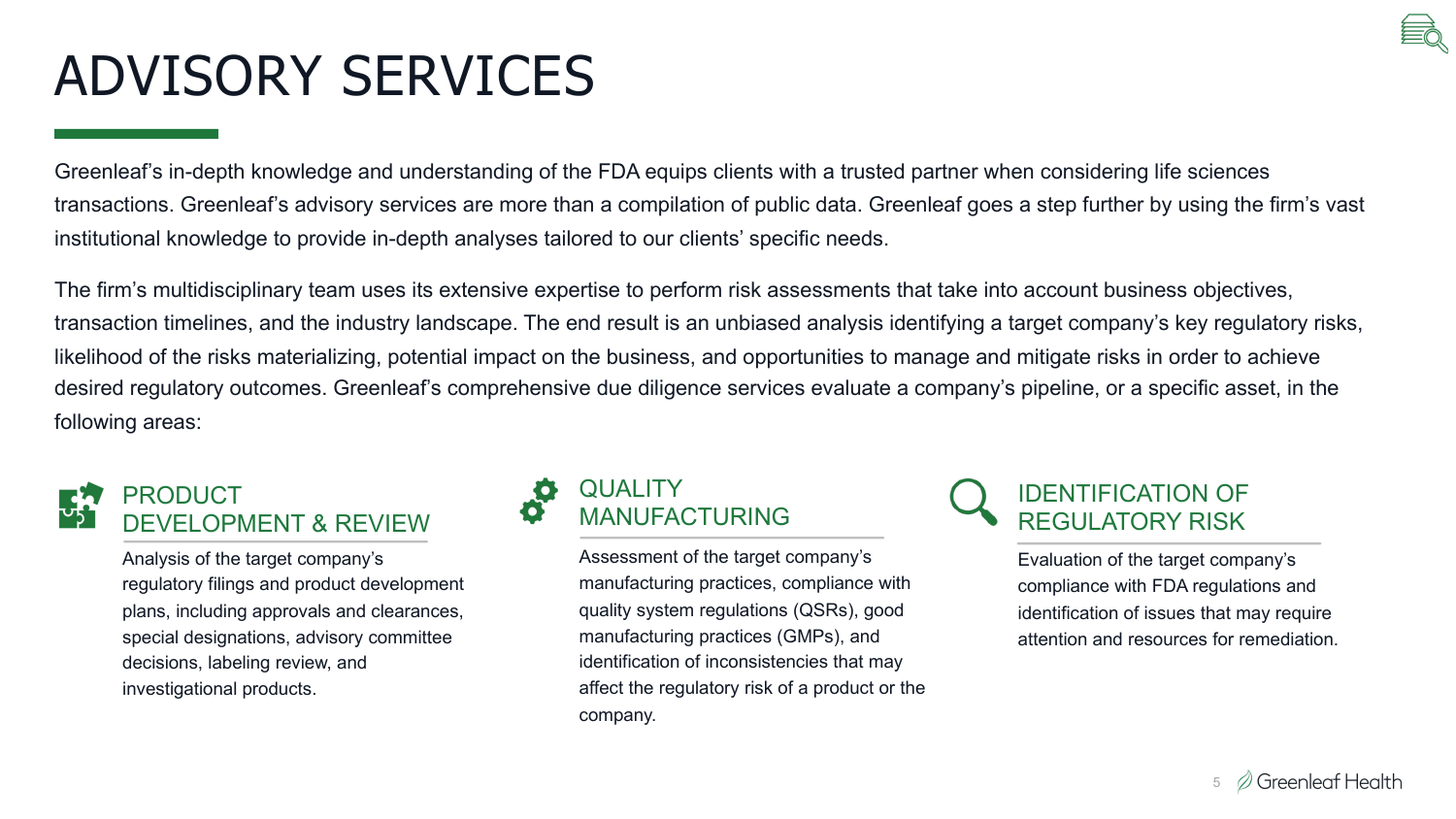# ADVISORY SERVICES

Greenleaf's in-depth knowledge and understanding of the FDA equips clients with a trusted partner when considering life sciences transactions. Greenleaf's advisory services are more than a compilation of public data. Greenleaf goes a step further by using the firm's vast institutional knowledge to provide in-depth analyses tailored to our clients' specific needs.

The firm's multidisciplinary team uses its extensive expertise to perform risk assessments that take into account business objectives, transaction timelines, and the industry landscape. The end result is an unbiased analysis identifying a target company's key regulatory risks, likelihood of the risks materializing, potential impact on the business, and opportunities to manage and mitigate risks in order to achieve desired regulatory outcomes. Greenleaf's comprehensive due diligence services evaluate a company's pipeline, or a specific asset, in the following areas:

## PRODUCT DEVELOPMENT & REVIEW

Analysis of the target company's regulatory filings and product development plans, including approvals and clearances, special designations, advisory committee decisions, labeling review, and investigational products.

## QUALITY MANUFACTURING

Assessment of the target company's manufacturing practices, compliance with quality system regulations (QSRs), good manufacturing practices (GMPs), and identification of inconsistencies that may affect the regulatory risk of a product or the company.

## IDENTIFICATION OF REGULATORY RISK

Evaluation of the target company's compliance with FDA regulations and identification of issues that may require attention and resources for remediation.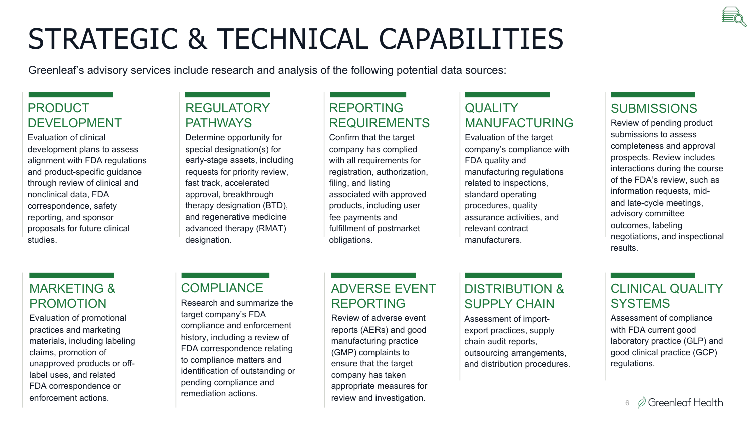# STRATEGIC & TECHNICAL CAPABILITIES

Greenleaf's advisory services include research and analysis of the following potential data sources:

### PRODUCT DEVELOPMENT

Evaluation of clinical development plans to assess alignment with FDA regulations and product-specific guidance through review of clinical and nonclinical data, FDA correspondence, safety reporting, and sponsor proposals for future clinical studies.

### REGULATORY PATHWAYS

Determine opportunity for special designation(s) for early-stage assets, including requests for priority review, fast track, accelerated approval, breakthrough therapy designation (BTD), and regenerative medicine advanced therapy (RMAT) designation.

### REPORTING REQUIREMENTS

Confirm that the target company has complied with all requirements for registration, authorization, filing, and listing associated with approved products, including user fee payments and fulfillment of postmarket obligations.

### QUALITY MANUFACTURING

Evaluation of the target company's compliance with FDA quality and manufacturing regulations related to inspections, standard operating procedures, quality assurance activities, and relevant contract manufacturers.

### SUBMISSIONS

Review of pending product submissions to assess completeness and approval prospects. Review includes interactions during the course of the FDA's review, such as information requests, mid- and late-cycle meetings, advisory committee outcomes, labeling negotiations, and inspectional results.

### MARKETING & PROMOTION

Evaluation of promotional practices and marketing materials, including labeling claims, promotion of unapproved products or off-label uses, and related FDA correspondence or enforcement actions.

### COMPLIANCE

Research and summarize the target company's FDA compliance and enforcement history, including a review of FDA correspondence relating to compliance matters and identification of outstanding or pending compliance and remediation actions.

### ADVERSE EVENT REPORTING

Review of adverse event reports (AERs) and good manufacturing practice (GMP) complaints to ensure that the target company has taken appropriate measures for review and investigation.

### DISTRIBUTION & SUPPLY CHAIN

Assessment of import-export practices, supply chain audit reports, outsourcing arrangements, and distribution procedures.

### CLINICAL QUALITY SYSTEMS

Assessment of compliance with FDA current good laboratory practice (GLP) and good clinical practice (GCP) regulations.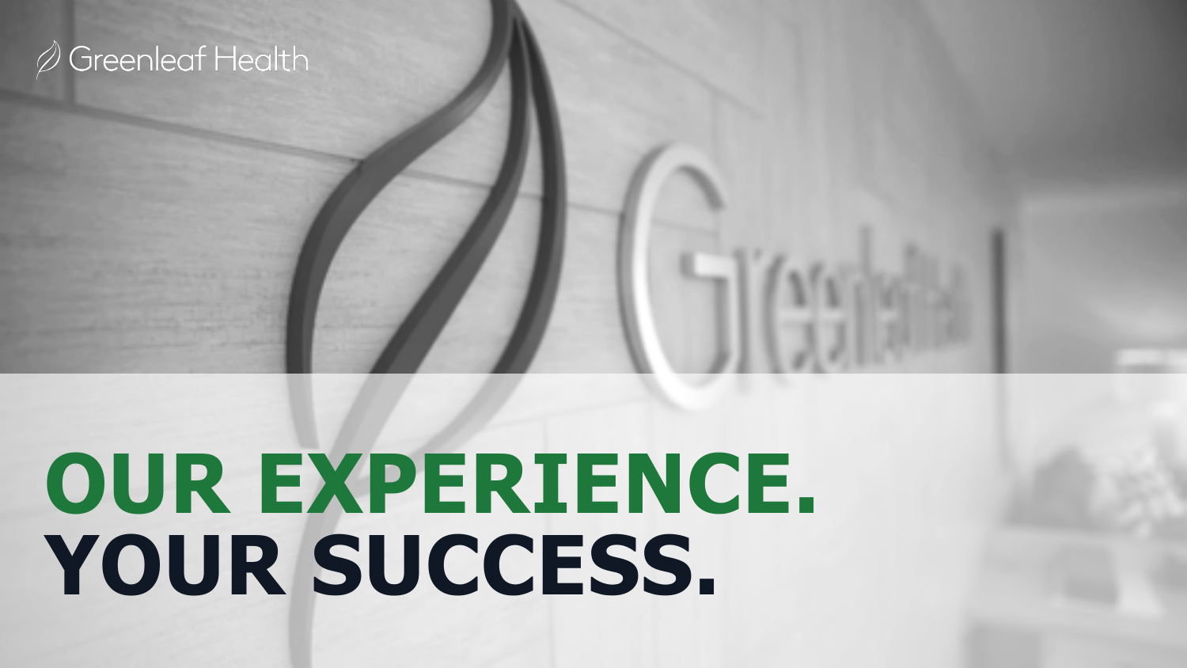Greenleaf Health

# OUR EXPERIENCE. YOUR SUCCESS.